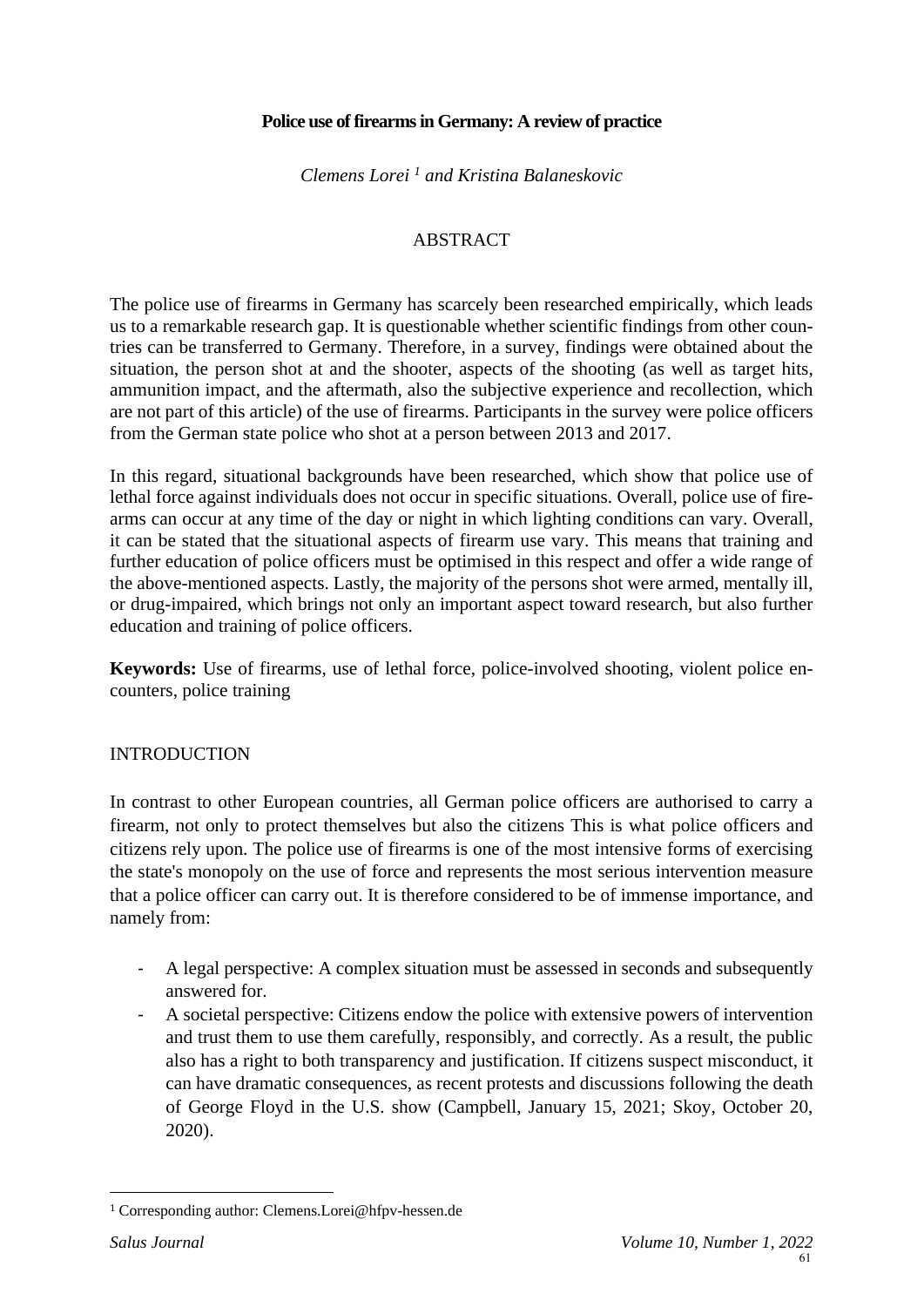# Police use of firearms in Germany: A review of practice

*Clemens Lorei [1] and Kristina Balaneskovic*

## ABSTRACT

The police use of firearms in Germany has scarcely been researched empirically, which leads us to a remarkable research gap. It is questionable whether scientific findings from other countries can be transferred to Germany. Therefore, in a survey, findings were obtained about the situation, the person shot at and the shooter, aspects of the shooting (as well as target hits, ammunition impact, and the aftermath, also the subjective experience and recollection, which are not part of this article) of the use of firearms. Participants in the survey were police officers from the German state police who shot at a person between 2013 and 2017.

In this regard, situational backgrounds have been researched, which show that police use of lethal force against individuals does not occur in specific situations. Overall, police use of firearms can occur at any time of the day or night in which lighting conditions can vary. Overall, it can be stated that the situational aspects of firearm use vary. This means that training and further education of police officers must be optimised in this respect and offer a wide range of the above-mentioned aspects. Lastly, the majority of the persons shot were armed, mentally ill, or drug-impaired, which brings not only an important aspect toward research, but also further education and training of police officers.

**Keywords:** Use of firearms, use of lethal force, police-involved shooting, violent police encounters, police training

## INTRODUCTION

In contrast to other European countries, all German police officers are authorised to carry a firearm, not only to protect themselves but also the citizens This is what police officers and citizens rely upon. The police use of firearms is one of the most intensive forms of exercising the state's monopoly on the use of force and represents the most serious intervention measure that a police officer can carry out. It is therefore considered to be of immense importance, and namely from:

- A legal perspective: A complex situation must be assessed in seconds and subsequently answered for.
- A societal perspective: Citizens endow the police with extensive powers of intervention and trust them to use them carefully, responsibly, and correctly. As a result, the public also has a right to both transparency and justification. If citizens suspect misconduct, it can have dramatic consequences, as recent protests and discussions following the death of George Floyd in the U.S. show (Campbell, January 15, 2021; Skoy, October 20, 2020).

---

[1] Corresponding author: Clemens.Lorei@hfpv-hessen.de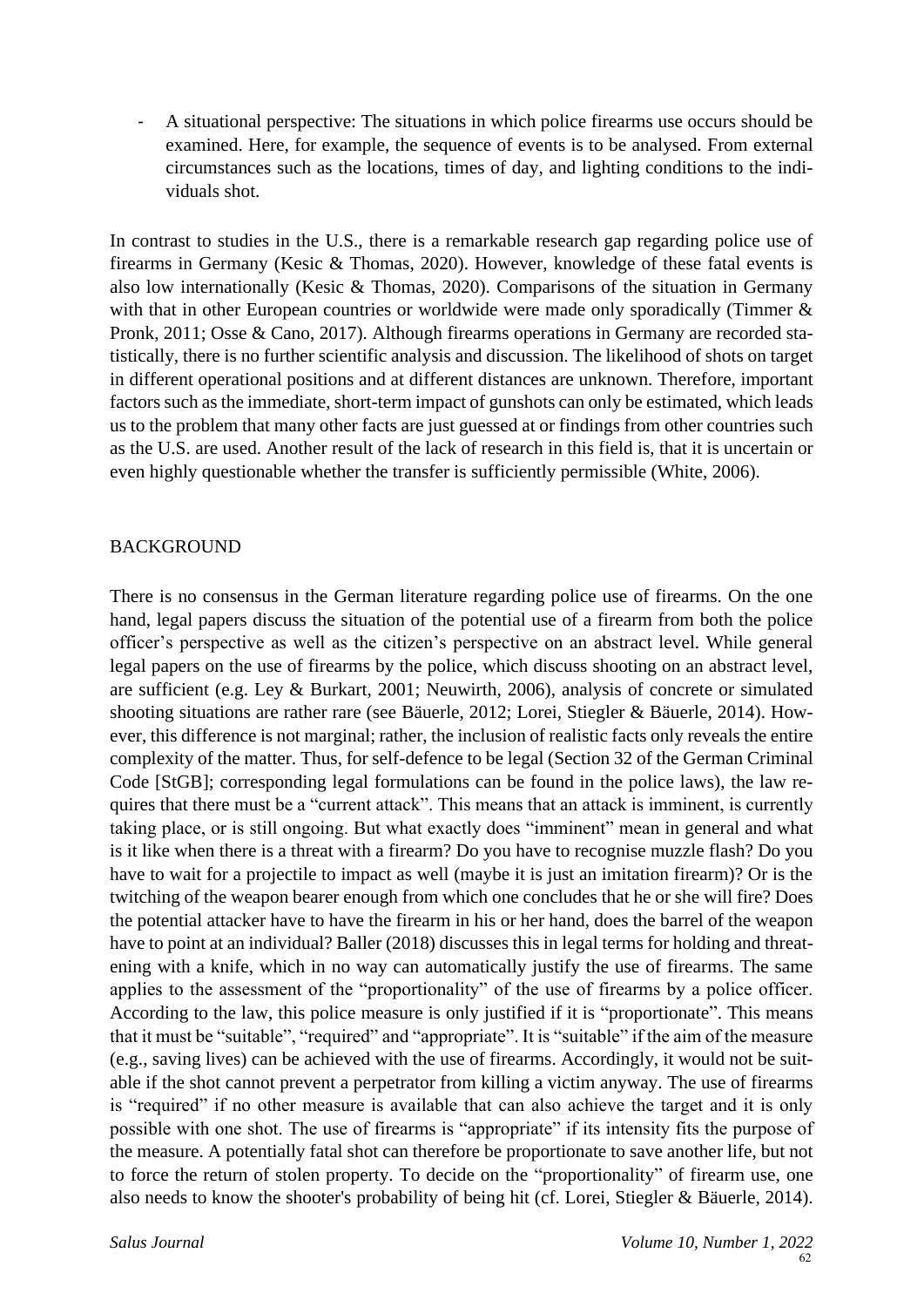- A situational perspective: The situations in which police firearms use occurs should be examined. Here, for example, the sequence of events is to be analysed. From external circumstances such as the locations, times of day, and lighting conditions to the individuals shot.

In contrast to studies in the U.S., there is a remarkable research gap regarding police use of firearms in Germany (Kesic & Thomas, 2020). However, knowledge of these fatal events is also low internationally (Kesic & Thomas, 2020). Comparisons of the situation in Germany with that in other European countries or worldwide were made only sporadically (Timmer & Pronk, 2011; Osse & Cano, 2017). Although firearms operations in Germany are recorded statistically, there is no further scientific analysis and discussion. The likelihood of shots on target in different operational positions and at different distances are unknown. Therefore, important factors such as the immediate, short-term impact of gunshots can only be estimated, which leads us to the problem that many other facts are just guessed at or findings from other countries such as the U.S. are used. Another result of the lack of research in this field is, that it is uncertain or even highly questionable whether the transfer is sufficiently permissible (White, 2006).

## BACKGROUND

There is no consensus in the German literature regarding police use of firearms. On the one hand, legal papers discuss the situation of the potential use of a firearm from both the police officer's perspective as well as the citizen's perspective on an abstract level. While general legal papers on the use of firearms by the police, which discuss shooting on an abstract level, are sufficient (e.g. Ley & Burkart, 2001; Neuwirth, 2006), analysis of concrete or simulated shooting situations are rather rare (see Bäuerle, 2012; Lorei, Stiegler & Bäuerle, 2014). However, this difference is not marginal; rather, the inclusion of realistic facts only reveals the entire complexity of the matter. Thus, for self-defence to be legal (Section 32 of the German Criminal Code [StGB]; corresponding legal formulations can be found in the police laws), the law requires that there must be a "current attack". This means that an attack is imminent, is currently taking place, or is still ongoing. But what exactly does "imminent" mean in general and what is it like when there is a threat with a firearm? Do you have to recognise muzzle flash? Do you have to wait for a projectile to impact as well (maybe it is just an imitation firearm)? Or is the twitching of the weapon bearer enough from which one concludes that he or she will fire? Does the potential attacker have to have the firearm in his or her hand, does the barrel of the weapon have to point at an individual? Baller (2018) discusses this in legal terms for holding and threatening with a knife, which in no way can automatically justify the use of firearms. The same applies to the assessment of the "proportionality" of the use of firearms by a police officer. According to the law, this police measure is only justified if it is "proportionate". This means that it must be "suitable", "required" and "appropriate". It is "suitable" if the aim of the measure (e.g., saving lives) can be achieved with the use of firearms. Accordingly, it would not be suitable if the shot cannot prevent a perpetrator from killing a victim anyway. The use of firearms is "required" if no other measure is available that can also achieve the target and it is only possible with one shot. The use of firearms is "appropriate" if its intensity fits the purpose of the measure. A potentially fatal shot can therefore be proportionate to save another life, but not to force the return of stolen property. To decide on the "proportionality" of firearm use, one also needs to know the shooter's probability of being hit (cf. Lorei, Stiegler & Bäuerle, 2014).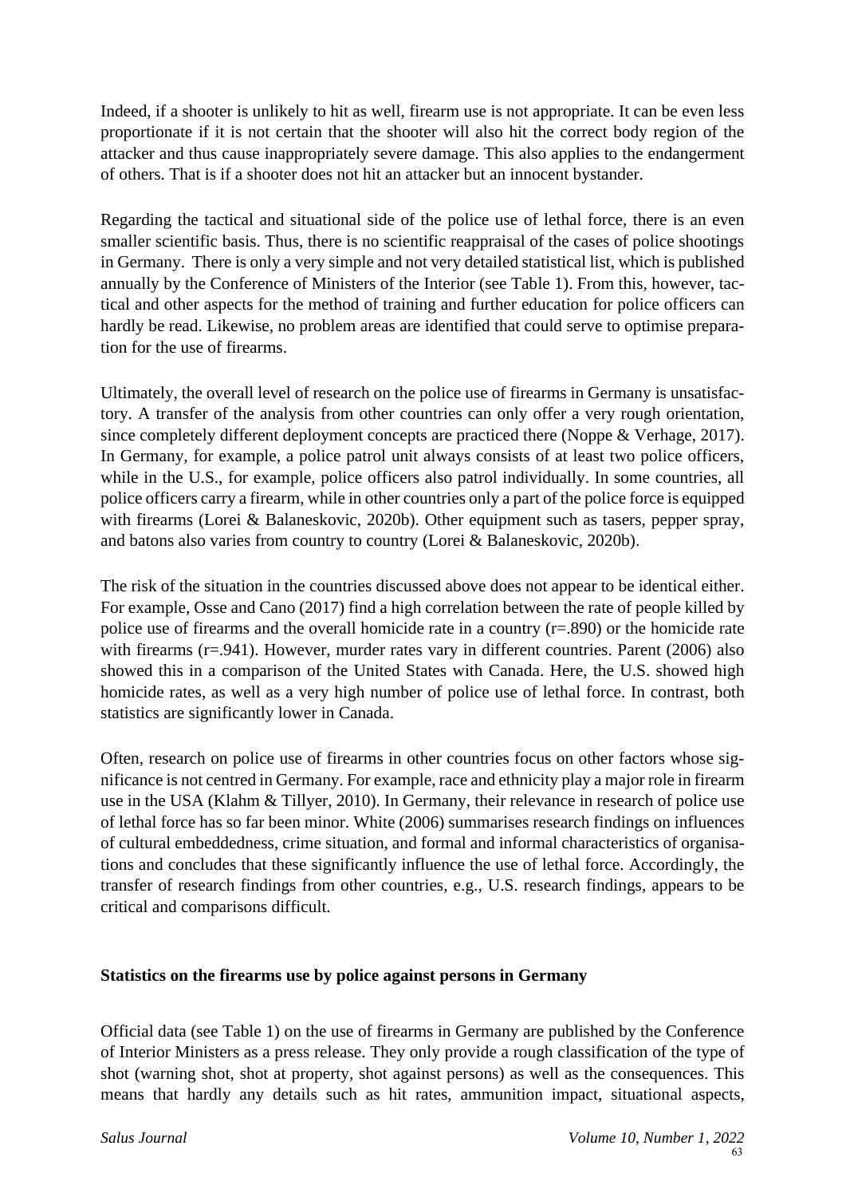Indeed, if a shooter is unlikely to hit as well, firearm use is not appropriate. It can be even less proportionate if it is not certain that the shooter will also hit the correct body region of the attacker and thus cause inappropriately severe damage. This also applies to the endangerment of others. That is if a shooter does not hit an attacker but an innocent bystander.

Regarding the tactical and situational side of the police use of lethal force, there is an even smaller scientific basis. Thus, there is no scientific reappraisal of the cases of police shootings in Germany. There is only a very simple and not very detailed statistical list, which is published annually by the Conference of Ministers of the Interior (see Table 1). From this, however, tactical and other aspects for the method of training and further education for police officers can hardly be read. Likewise, no problem areas are identified that could serve to optimise preparation for the use of firearms.

Ultimately, the overall level of research on the police use of firearms in Germany is unsatisfactory. A transfer of the analysis from other countries can only offer a very rough orientation, since completely different deployment concepts are practiced there (Noppe & Verhage, 2017). In Germany, for example, a police patrol unit always consists of at least two police officers, while in the U.S., for example, police officers also patrol individually. In some countries, all police officers carry a firearm, while in other countries only a part of the police force is equipped with firearms (Lorei & Balaneskovic, 2020b). Other equipment such as tasers, pepper spray, and batons also varies from country to country (Lorei & Balaneskovic, 2020b).

The risk of the situation in the countries discussed above does not appear to be identical either. For example, Osse and Cano (2017) find a high correlation between the rate of people killed by police use of firearms and the overall homicide rate in a country (r=.890) or the homicide rate with firearms (r=.941). However, murder rates vary in different countries. Parent (2006) also showed this in a comparison of the United States with Canada. Here, the U.S. showed high homicide rates, as well as a very high number of police use of lethal force. In contrast, both statistics are significantly lower in Canada.

Often, research on police use of firearms in other countries focus on other factors whose significance is not centred in Germany. For example, race and ethnicity play a major role in firearm use in the USA (Klahm & Tillyer, 2010). In Germany, their relevance in research of police use of lethal force has so far been minor. White (2006) summarises research findings on influences of cultural embeddedness, crime situation, and formal and informal characteristics of organisations and concludes that these significantly influence the use of lethal force. Accordingly, the transfer of research findings from other countries, e.g., U.S. research findings, appears to be critical and comparisons difficult.

## Statistics on the firearms use by police against persons in Germany

Official data (see Table 1) on the use of firearms in Germany are published by the Conference of Interior Ministers as a press release. They only provide a rough classification of the type of shot (warning shot, shot at property, shot against persons) as well as the consequences. This means that hardly any details such as hit rates, ammunition impact, situational aspects,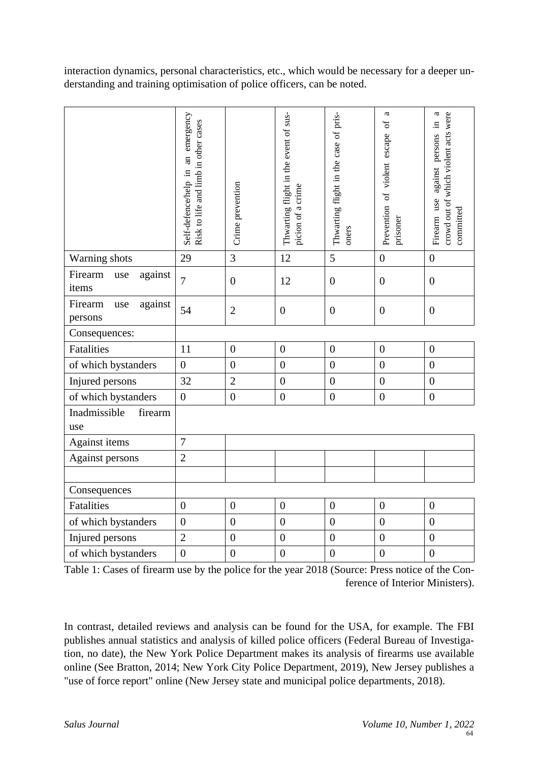interaction dynamics, personal characteristics, etc., which would be necessary for a deeper understanding and training optimisation of police officers, can be noted.

| | Self-defence/help in an emergency Risk to life and limb in other cases | Crime prevention | Thwarting flight in the event of suspicion of a crime | Thwarting flight in the case of prisoners | Prevention of violent escape of a prisoner | Firearm use against persons in a crowd out of which violent acts were committed |
|---|---|---|---|---|---|---|
| Warning shots | 29 | 3 | 12 | 5 | 0 | 0 |
| Firearm use against items | 7 | 0 | 12 | 0 | 0 | 0 |
| Firearm use against persons | 54 | 2 | 0 | 0 | 0 | 0 |
| Consequences: | | | | | | |
| Fatalities | 11 | 0 | 0 | 0 | 0 | 0 |
| of which bystanders | 0 | 0 | 0 | 0 | 0 | 0 |
| Injured persons | 32 | 2 | 0 | 0 | 0 | 0 |
| of which bystanders | 0 | 0 | 0 | 0 | 0 | 0 |
| Inadmissible firearm use | | | | | | |
| Against items | 7 | | | | | |
| Against persons | 2 | | | | | |
| | | | | | | |
| Consequences | | | | | | |
| Fatalities | 0 | 0 | 0 | 0 | 0 | 0 |
| of which bystanders | 0 | 0 | 0 | 0 | 0 | 0 |
| Injured persons | 2 | 0 | 0 | 0 | 0 | 0 |
| of which bystanders | 0 | 0 | 0 | 0 | 0 | 0 |

Table 1: Cases of firearm use by the police for the year 2018 (Source: Press notice of the Conference of Interior Ministers).

In contrast, detailed reviews and analysis can be found for the USA, for example. The FBI publishes annual statistics and analysis of killed police officers (Federal Bureau of Investigation, no date), the New York Police Department makes its analysis of firearms use available online (See Bratton, 2014; New York City Police Department, 2019), New Jersey publishes a "use of force report" online (New Jersey state and municipal police departments, 2018).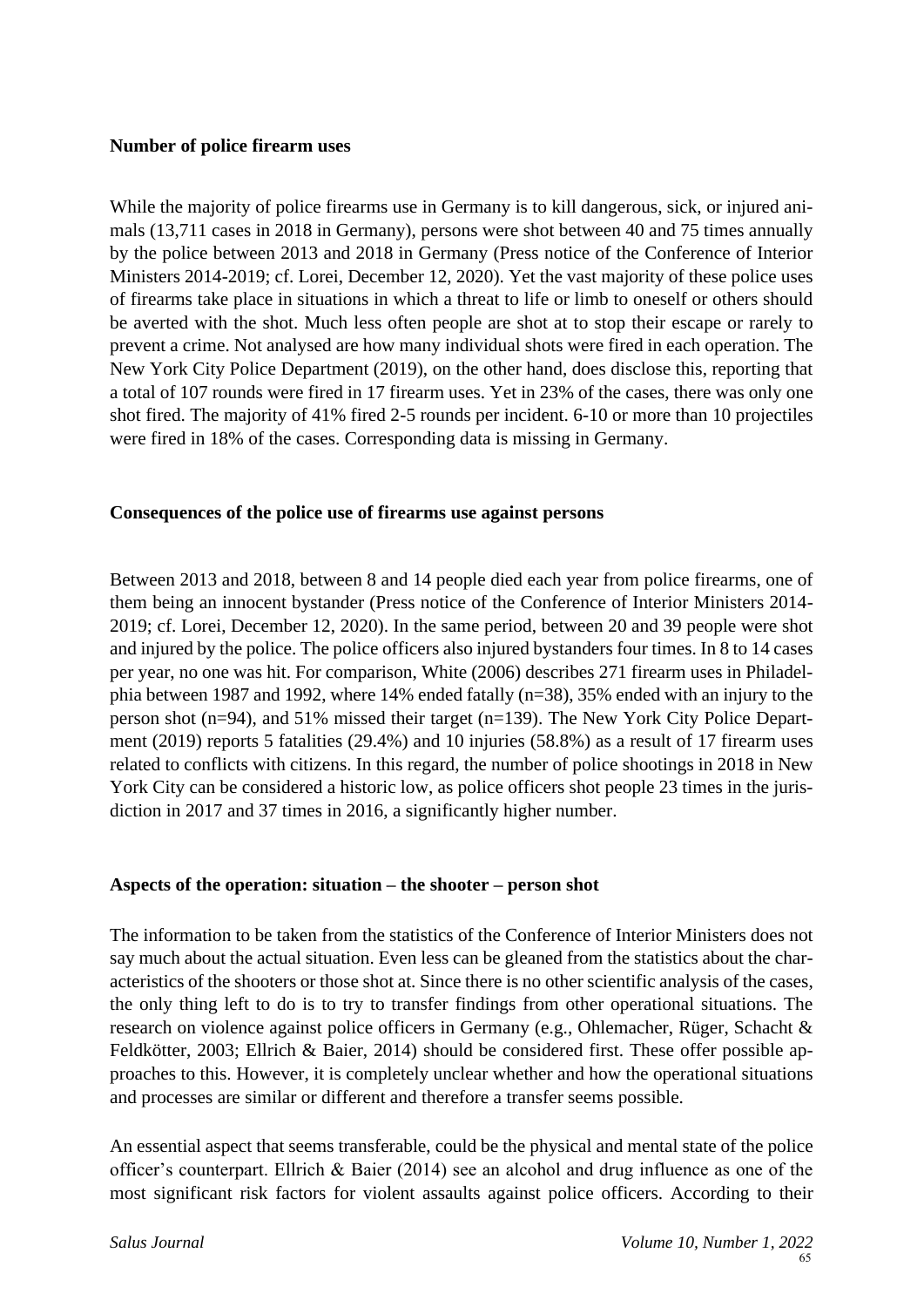### Number of police firearm uses

While the majority of police firearms use in Germany is to kill dangerous, sick, or injured animals (13,711 cases in 2018 in Germany), persons were shot between 40 and 75 times annually by the police between 2013 and 2018 in Germany (Press notice of the Conference of Interior Ministers 2014-2019; cf. Lorei, December 12, 2020). Yet the vast majority of these police uses of firearms take place in situations in which a threat to life or limb to oneself or others should be averted with the shot. Much less often people are shot at to stop their escape or rarely to prevent a crime. Not analysed are how many individual shots were fired in each operation. The New York City Police Department (2019), on the other hand, does disclose this, reporting that a total of 107 rounds were fired in 17 firearm uses. Yet in 23% of the cases, there was only one shot fired. The majority of 41% fired 2-5 rounds per incident. 6-10 or more than 10 projectiles were fired in 18% of the cases. Corresponding data is missing in Germany.

### Consequences of the police use of firearms use against persons

Between 2013 and 2018, between 8 and 14 people died each year from police firearms, one of them being an innocent bystander (Press notice of the Conference of Interior Ministers 2014-2019; cf. Lorei, December 12, 2020). In the same period, between 20 and 39 people were shot and injured by the police. The police officers also injured bystanders four times. In 8 to 14 cases per year, no one was hit. For comparison, White (2006) describes 271 firearm uses in Philadelphia between 1987 and 1992, where 14% ended fatally (n=38), 35% ended with an injury to the person shot (n=94), and 51% missed their target (n=139). The New York City Police Department (2019) reports 5 fatalities (29.4%) and 10 injuries (58.8%) as a result of 17 firearm uses related to conflicts with citizens. In this regard, the number of police shootings in 2018 in New York City can be considered a historic low, as police officers shot people 23 times in the jurisdiction in 2017 and 37 times in 2016, a significantly higher number.

### Aspects of the operation: situation – the shooter – person shot

The information to be taken from the statistics of the Conference of Interior Ministers does not say much about the actual situation. Even less can be gleaned from the statistics about the characteristics of the shooters or those shot at. Since there is no other scientific analysis of the cases, the only thing left to do is to try to transfer findings from other operational situations. The research on violence against police officers in Germany (e.g., Ohlemacher, Rüger, Schacht & Feldkötter, 2003; Ellrich & Baier, 2014) should be considered first. These offer possible approaches to this. However, it is completely unclear whether and how the operational situations and processes are similar or different and therefore a transfer seems possible.

An essential aspect that seems transferable, could be the physical and mental state of the police officer's counterpart. Ellrich & Baier (2014) see an alcohol and drug influence as one of the most significant risk factors for violent assaults against police officers. According to their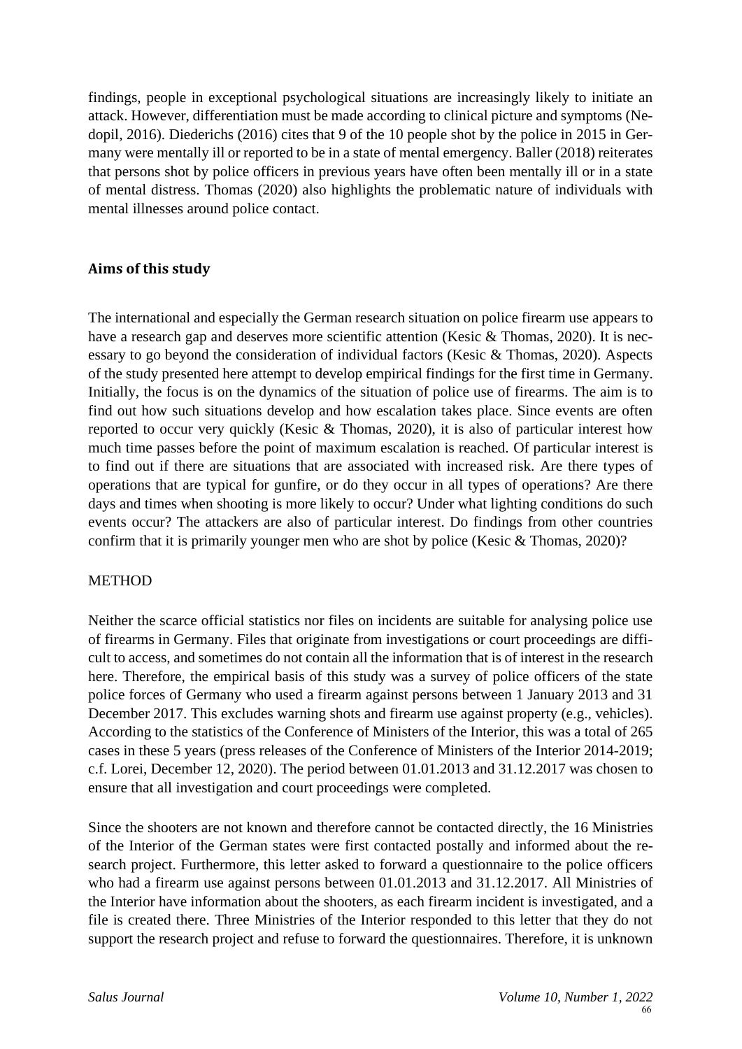findings, people in exceptional psychological situations are increasingly likely to initiate an attack. However, differentiation must be made according to clinical picture and symptoms (Nedopil, 2016). Diederichs (2016) cites that 9 of the 10 people shot by the police in 2015 in Germany were mentally ill or reported to be in a state of mental emergency. Baller (2018) reiterates that persons shot by police officers in previous years have often been mentally ill or in a state of mental distress. Thomas (2020) also highlights the problematic nature of individuals with mental illnesses around police contact.

## Aims of this study

The international and especially the German research situation on police firearm use appears to have a research gap and deserves more scientific attention (Kesic & Thomas, 2020). It is necessary to go beyond the consideration of individual factors (Kesic & Thomas, 2020). Aspects of the study presented here attempt to develop empirical findings for the first time in Germany. Initially, the focus is on the dynamics of the situation of police use of firearms. The aim is to find out how such situations develop and how escalation takes place. Since events are often reported to occur very quickly (Kesic & Thomas, 2020), it is also of particular interest how much time passes before the point of maximum escalation is reached. Of particular interest is to find out if there are situations that are associated with increased risk. Are there types of operations that are typical for gunfire, or do they occur in all types of operations? Are there days and times when shooting is more likely to occur? Under what lighting conditions do such events occur? The attackers are also of particular interest. Do findings from other countries confirm that it is primarily younger men who are shot by police (Kesic & Thomas, 2020)?

## METHOD

Neither the scarce official statistics nor files on incidents are suitable for analysing police use of firearms in Germany. Files that originate from investigations or court proceedings are difficult to access, and sometimes do not contain all the information that is of interest in the research here. Therefore, the empirical basis of this study was a survey of police officers of the state police forces of Germany who used a firearm against persons between 1 January 2013 and 31 December 2017. This excludes warning shots and firearm use against property (e.g., vehicles). According to the statistics of the Conference of Ministers of the Interior, this was a total of 265 cases in these 5 years (press releases of the Conference of Ministers of the Interior 2014-2019; c.f. Lorei, December 12, 2020). The period between 01.01.2013 and 31.12.2017 was chosen to ensure that all investigation and court proceedings were completed.

Since the shooters are not known and therefore cannot be contacted directly, the 16 Ministries of the Interior of the German states were first contacted postally and informed about the research project. Furthermore, this letter asked to forward a questionnaire to the police officers who had a firearm use against persons between 01.01.2013 and 31.12.2017. All Ministries of the Interior have information about the shooters, as each firearm incident is investigated, and a file is created there. Three Ministries of the Interior responded to this letter that they do not support the research project and refuse to forward the questionnaires. Therefore, it is unknown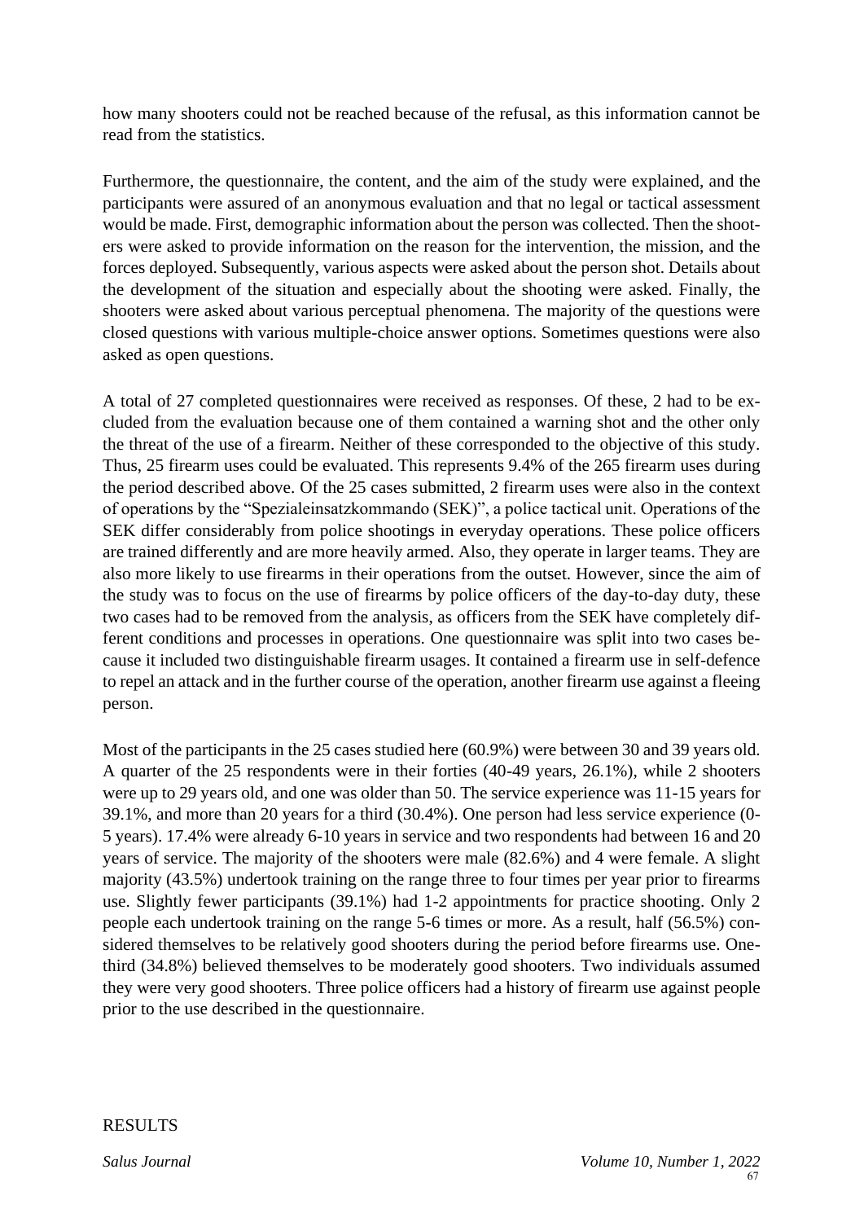how many shooters could not be reached because of the refusal, as this information cannot be read from the statistics.

Furthermore, the questionnaire, the content, and the aim of the study were explained, and the participants were assured of an anonymous evaluation and that no legal or tactical assessment would be made. First, demographic information about the person was collected. Then the shooters were asked to provide information on the reason for the intervention, the mission, and the forces deployed. Subsequently, various aspects were asked about the person shot. Details about the development of the situation and especially about the shooting were asked. Finally, the shooters were asked about various perceptual phenomena. The majority of the questions were closed questions with various multiple-choice answer options. Sometimes questions were also asked as open questions.

A total of 27 completed questionnaires were received as responses. Of these, 2 had to be excluded from the evaluation because one of them contained a warning shot and the other only the threat of the use of a firearm. Neither of these corresponded to the objective of this study. Thus, 25 firearm uses could be evaluated. This represents 9.4% of the 265 firearm uses during the period described above. Of the 25 cases submitted, 2 firearm uses were also in the context of operations by the "Spezialeinsatzkommando (SEK)", a police tactical unit. Operations of the SEK differ considerably from police shootings in everyday operations. These police officers are trained differently and are more heavily armed. Also, they operate in larger teams. They are also more likely to use firearms in their operations from the outset. However, since the aim of the study was to focus on the use of firearms by police officers of the day-to-day duty, these two cases had to be removed from the analysis, as officers from the SEK have completely different conditions and processes in operations. One questionnaire was split into two cases because it included two distinguishable firearm usages. It contained a firearm use in self-defence to repel an attack and in the further course of the operation, another firearm use against a fleeing person.

Most of the participants in the 25 cases studied here (60.9%) were between 30 and 39 years old. A quarter of the 25 respondents were in their forties (40-49 years, 26.1%), while 2 shooters were up to 29 years old, and one was older than 50. The service experience was 11-15 years for 39.1%, and more than 20 years for a third (30.4%). One person had less service experience (0-5 years). 17.4% were already 6-10 years in service and two respondents had between 16 and 20 years of service. The majority of the shooters were male (82.6%) and 4 were female. A slight majority (43.5%) undertook training on the range three to four times per year prior to firearms use. Slightly fewer participants (39.1%) had 1-2 appointments for practice shooting. Only 2 people each undertook training on the range 5-6 times or more. As a result, half (56.5%) considered themselves to be relatively good shooters during the period before firearms use. One-third (34.8%) believed themselves to be moderately good shooters. Two individuals assumed they were very good shooters. Three police officers had a history of firearm use against people prior to the use described in the questionnaire.

## RESULTS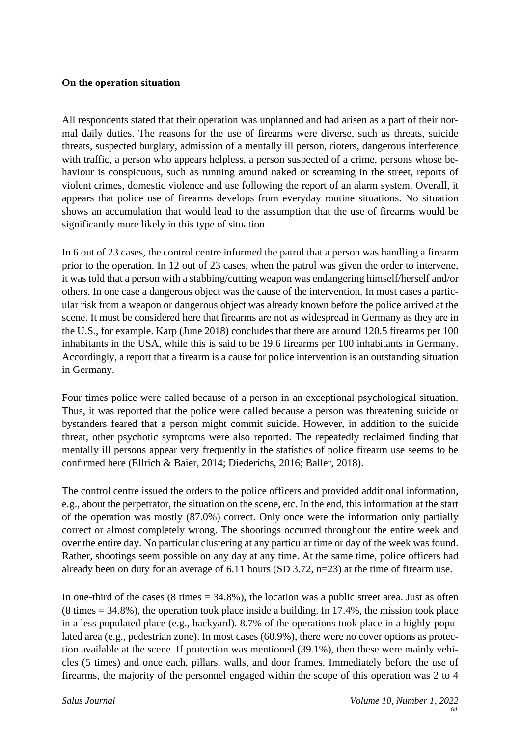**On the operation situation**

All respondents stated that their operation was unplanned and had arisen as a part of their normal daily duties. The reasons for the use of firearms were diverse, such as threats, suicide threats, suspected burglary, admission of a mentally ill person, rioters, dangerous interference with traffic, a person who appears helpless, a person suspected of a crime, persons whose behaviour is conspicuous, such as running around naked or screaming in the street, reports of violent crimes, domestic violence and use following the report of an alarm system. Overall, it appears that police use of firearms develops from everyday routine situations. No situation shows an accumulation that would lead to the assumption that the use of firearms would be significantly more likely in this type of situation.

In 6 out of 23 cases, the control centre informed the patrol that a person was handling a firearm prior to the operation. In 12 out of 23 cases, when the patrol was given the order to intervene, it was told that a person with a stabbing/cutting weapon was endangering himself/herself and/or others. In one case a dangerous object was the cause of the intervention. In most cases a particular risk from a weapon or dangerous object was already known before the police arrived at the scene. It must be considered here that firearms are not as widespread in Germany as they are in the U.S., for example. Karp (June 2018) concludes that there are around 120.5 firearms per 100 inhabitants in the USA, while this is said to be 19.6 firearms per 100 inhabitants in Germany. Accordingly, a report that a firearm is a cause for police intervention is an outstanding situation in Germany.

Four times police were called because of a person in an exceptional psychological situation. Thus, it was reported that the police were called because a person was threatening suicide or bystanders feared that a person might commit suicide. However, in addition to the suicide threat, other psychotic symptoms were also reported. The repeatedly reclaimed finding that mentally ill persons appear very frequently in the statistics of police firearm use seems to be confirmed here (Ellrich & Baier, 2014; Diederichs, 2016; Baller, 2018).

The control centre issued the orders to the police officers and provided additional information, e.g., about the perpetrator, the situation on the scene, etc. In the end, this information at the start of the operation was mostly (87.0%) correct. Only once were the information only partially correct or almost completely wrong. The shootings occurred throughout the entire week and over the entire day. No particular clustering at any particular time or day of the week was found. Rather, shootings seem possible on any day at any time. At the same time, police officers had already been on duty for an average of 6.11 hours (SD 3.72, n=23) at the time of firearm use.

In one-third of the cases (8 times = 34.8%), the location was a public street area. Just as often (8 times = 34.8%), the operation took place inside a building. In 17.4%, the mission took place in a less populated place (e.g., backyard). 8.7% of the operations took place in a highly-populated area (e.g., pedestrian zone). In most cases (60.9%), there were no cover options as protection available at the scene. If protection was mentioned (39.1%), then these were mainly vehicles (5 times) and once each, pillars, walls, and door frames. Immediately before the use of firearms, the majority of the personnel engaged within the scope of this operation was 2 to 4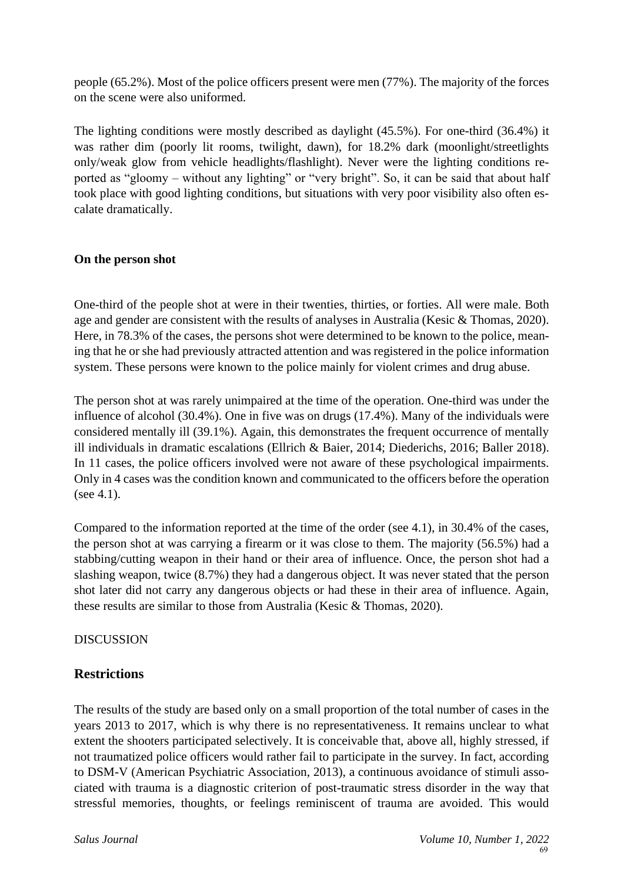people (65.2%). Most of the police officers present were men (77%). The majority of the forces on the scene were also uniformed.

The lighting conditions were mostly described as daylight (45.5%). For one-third (36.4%) it was rather dim (poorly lit rooms, twilight, dawn), for 18.2% dark (moonlight/streetlights only/weak glow from vehicle headlights/flashlight). Never were the lighting conditions reported as "gloomy – without any lighting" or "very bright". So, it can be said that about half took place with good lighting conditions, but situations with very poor visibility also often escalate dramatically.

**On the person shot**

One-third of the people shot at were in their twenties, thirties, or forties. All were male. Both age and gender are consistent with the results of analyses in Australia (Kesic & Thomas, 2020). Here, in 78.3% of the cases, the persons shot were determined to be known to the police, meaning that he or she had previously attracted attention and was registered in the police information system. These persons were known to the police mainly for violent crimes and drug abuse.

The person shot at was rarely unimpaired at the time of the operation. One-third was under the influence of alcohol (30.4%). One in five was on drugs (17.4%). Many of the individuals were considered mentally ill (39.1%). Again, this demonstrates the frequent occurrence of mentally ill individuals in dramatic escalations (Ellrich & Baier, 2014; Diederichs, 2016; Baller 2018). In 11 cases, the police officers involved were not aware of these psychological impairments. Only in 4 cases was the condition known and communicated to the officers before the operation (see 4.1).

Compared to the information reported at the time of the order (see 4.1), in 30.4% of the cases, the person shot at was carrying a firearm or it was close to them. The majority (56.5%) had a stabbing/cutting weapon in their hand or their area of influence. Once, the person shot had a slashing weapon, twice (8.7%) they had a dangerous object. It was never stated that the person shot later did not carry any dangerous objects or had these in their area of influence. Again, these results are similar to those from Australia (Kesic & Thomas, 2020).

DISCUSSION

## Restrictions

The results of the study are based only on a small proportion of the total number of cases in the years 2013 to 2017, which is why there is no representativeness. It remains unclear to what extent the shooters participated selectively. It is conceivable that, above all, highly stressed, if not traumatized police officers would rather fail to participate in the survey. In fact, according to DSM-V (American Psychiatric Association, 2013), a continuous avoidance of stimuli associated with trauma is a diagnostic criterion of post-traumatic stress disorder in the way that stressful memories, thoughts, or feelings reminiscent of trauma are avoided. This would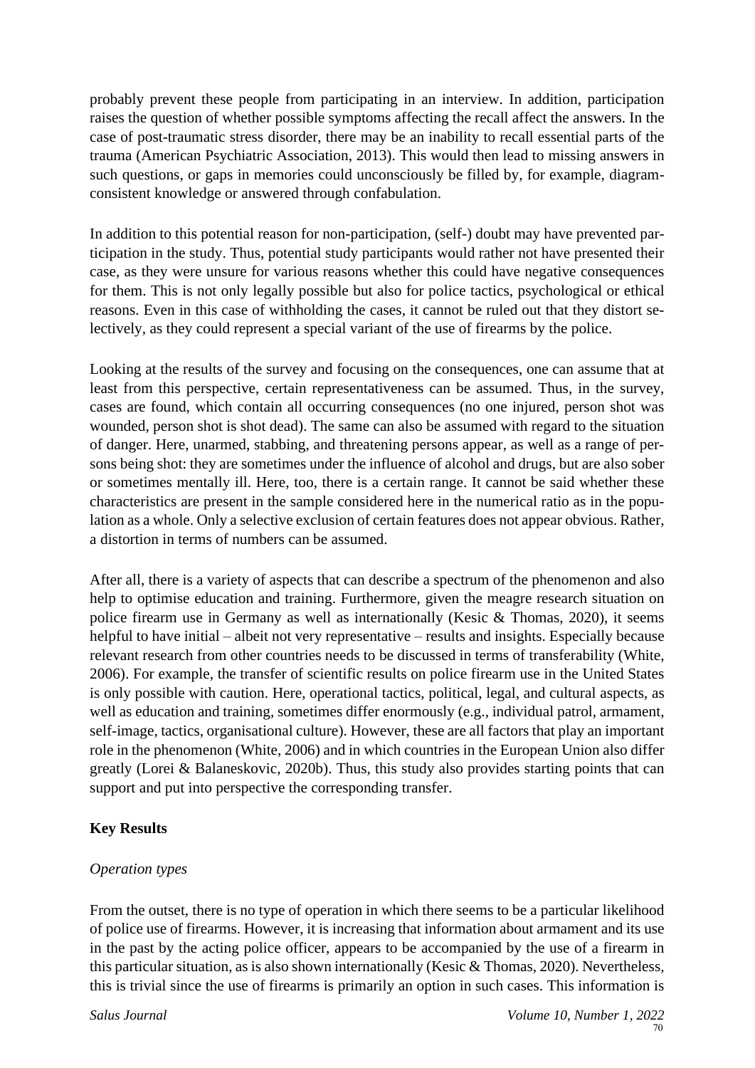probably prevent these people from participating in an interview. In addition, participation raises the question of whether possible symptoms affecting the recall affect the answers. In the case of post-traumatic stress disorder, there may be an inability to recall essential parts of the trauma (American Psychiatric Association, 2013). This would then lead to missing answers in such questions, or gaps in memories could unconsciously be filled by, for example, diagram-consistent knowledge or answered through confabulation.

In addition to this potential reason for non-participation, (self-) doubt may have prevented participation in the study. Thus, potential study participants would rather not have presented their case, as they were unsure for various reasons whether this could have negative consequences for them. This is not only legally possible but also for police tactics, psychological or ethical reasons. Even in this case of withholding the cases, it cannot be ruled out that they distort selectively, as they could represent a special variant of the use of firearms by the police.

Looking at the results of the survey and focusing on the consequences, one can assume that at least from this perspective, certain representativeness can be assumed. Thus, in the survey, cases are found, which contain all occurring consequences (no one injured, person shot was wounded, person shot is shot dead). The same can also be assumed with regard to the situation of danger. Here, unarmed, stabbing, and threatening persons appear, as well as a range of persons being shot: they are sometimes under the influence of alcohol and drugs, but are also sober or sometimes mentally ill. Here, too, there is a certain range. It cannot be said whether these characteristics are present in the sample considered here in the numerical ratio as in the population as a whole. Only a selective exclusion of certain features does not appear obvious. Rather, a distortion in terms of numbers can be assumed.

After all, there is a variety of aspects that can describe a spectrum of the phenomenon and also help to optimise education and training. Furthermore, given the meagre research situation on police firearm use in Germany as well as internationally (Kesic & Thomas, 2020), it seems helpful to have initial – albeit not very representative – results and insights. Especially because relevant research from other countries needs to be discussed in terms of transferability (White, 2006). For example, the transfer of scientific results on police firearm use in the United States is only possible with caution. Here, operational tactics, political, legal, and cultural aspects, as well as education and training, sometimes differ enormously (e.g., individual patrol, armament, self-image, tactics, organisational culture). However, these are all factors that play an important role in the phenomenon (White, 2006) and in which countries in the European Union also differ greatly (Lorei & Balaneskovic, 2020b). Thus, this study also provides starting points that can support and put into perspective the corresponding transfer.

## Key Results

### *Operation types*

From the outset, there is no type of operation in which there seems to be a particular likelihood of police use of firearms. However, it is increasing that information about armament and its use in the past by the acting police officer, appears to be accompanied by the use of a firearm in this particular situation, as is also shown internationally (Kesic & Thomas, 2020). Nevertheless, this is trivial since the use of firearms is primarily an option in such cases. This information is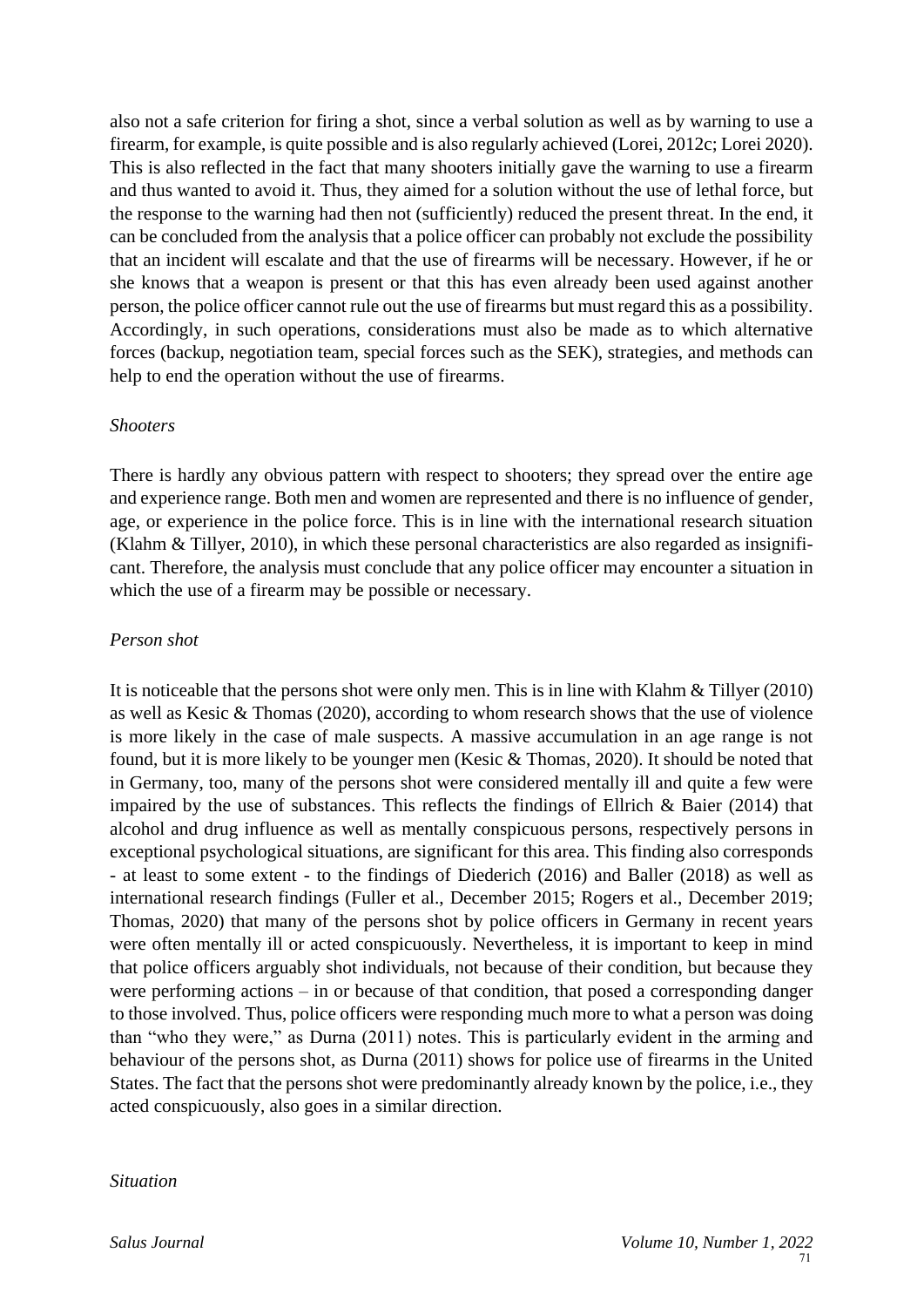also not a safe criterion for firing a shot, since a verbal solution as well as by warning to use a firearm, for example, is quite possible and is also regularly achieved (Lorei, 2012c; Lorei 2020). This is also reflected in the fact that many shooters initially gave the warning to use a firearm and thus wanted to avoid it. Thus, they aimed for a solution without the use of lethal force, but the response to the warning had then not (sufficiently) reduced the present threat. In the end, it can be concluded from the analysis that a police officer can probably not exclude the possibility that an incident will escalate and that the use of firearms will be necessary. However, if he or she knows that a weapon is present or that this has even already been used against another person, the police officer cannot rule out the use of firearms but must regard this as a possibility. Accordingly, in such operations, considerations must also be made as to which alternative forces (backup, negotiation team, special forces such as the SEK), strategies, and methods can help to end the operation without the use of firearms.

*Shooters*

There is hardly any obvious pattern with respect to shooters; they spread over the entire age and experience range. Both men and women are represented and there is no influence of gender, age, or experience in the police force. This is in line with the international research situation (Klahm & Tillyer, 2010), in which these personal characteristics are also regarded as insignificant. Therefore, the analysis must conclude that any police officer may encounter a situation in which the use of a firearm may be possible or necessary.

*Person shot*

It is noticeable that the persons shot were only men. This is in line with Klahm & Tillyer (2010) as well as Kesic & Thomas (2020), according to whom research shows that the use of violence is more likely in the case of male suspects. A massive accumulation in an age range is not found, but it is more likely to be younger men (Kesic & Thomas, 2020). It should be noted that in Germany, too, many of the persons shot were considered mentally ill and quite a few were impaired by the use of substances. This reflects the findings of Ellrich & Baier (2014) that alcohol and drug influence as well as mentally conspicuous persons, respectively persons in exceptional psychological situations, are significant for this area. This finding also corresponds - at least to some extent - to the findings of Diederich (2016) and Baller (2018) as well as international research findings (Fuller et al., December 2015; Rogers et al., December 2019; Thomas, 2020) that many of the persons shot by police officers in Germany in recent years were often mentally ill or acted conspicuously. Nevertheless, it is important to keep in mind that police officers arguably shot individuals, not because of their condition, but because they were performing actions – in or because of that condition, that posed a corresponding danger to those involved. Thus, police officers were responding much more to what a person was doing than "who they were," as Durna (2011) notes. This is particularly evident in the arming and behaviour of the persons shot, as Durna (2011) shows for police use of firearms in the United States. The fact that the persons shot were predominantly already known by the police, i.e., they acted conspicuously, also goes in a similar direction.

*Situation*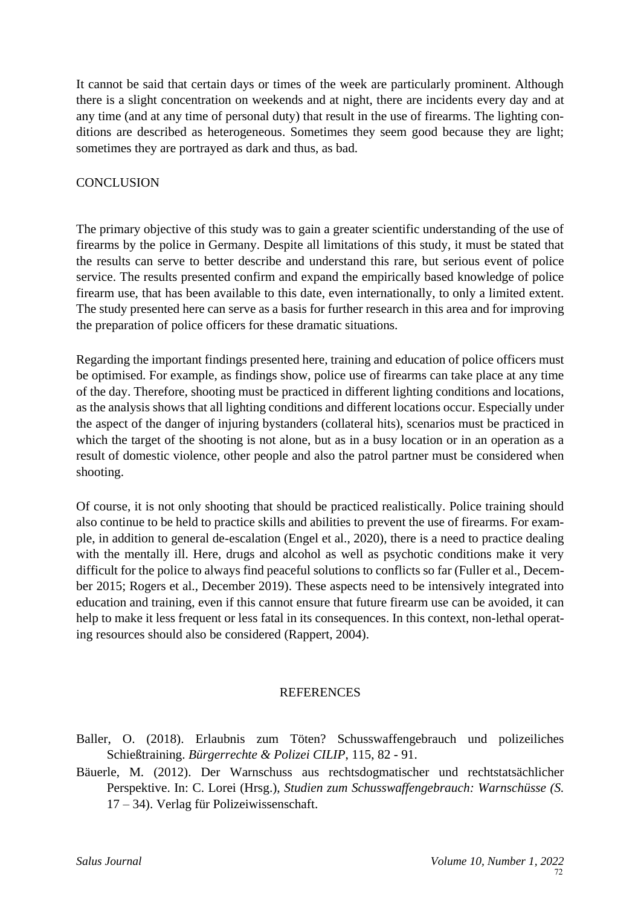It cannot be said that certain days or times of the week are particularly prominent. Although there is a slight concentration on weekends and at night, there are incidents every day and at any time (and at any time of personal duty) that result in the use of firearms. The lighting conditions are described as heterogeneous. Sometimes they seem good because they are light; sometimes they are portrayed as dark and thus, as bad.

## CONCLUSION

The primary objective of this study was to gain a greater scientific understanding of the use of firearms by the police in Germany. Despite all limitations of this study, it must be stated that the results can serve to better describe and understand this rare, but serious event of police service. The results presented confirm and expand the empirically based knowledge of police firearm use, that has been available to this date, even internationally, to only a limited extent. The study presented here can serve as a basis for further research in this area and for improving the preparation of police officers for these dramatic situations.

Regarding the important findings presented here, training and education of police officers must be optimised. For example, as findings show, police use of firearms can take place at any time of the day. Therefore, shooting must be practiced in different lighting conditions and locations, as the analysis shows that all lighting conditions and different locations occur. Especially under the aspect of the danger of injuring bystanders (collateral hits), scenarios must be practiced in which the target of the shooting is not alone, but as in a busy location or in an operation as a result of domestic violence, other people and also the patrol partner must be considered when shooting.

Of course, it is not only shooting that should be practiced realistically. Police training should also continue to be held to practice skills and abilities to prevent the use of firearms. For example, in addition to general de-escalation (Engel et al., 2020), there is a need to practice dealing with the mentally ill. Here, drugs and alcohol as well as psychotic conditions make it very difficult for the police to always find peaceful solutions to conflicts so far (Fuller et al., December 2015; Rogers et al., December 2019). These aspects need to be intensively integrated into education and training, even if this cannot ensure that future firearm use can be avoided, it can help to make it less frequent or less fatal in its consequences. In this context, non-lethal operating resources should also be considered (Rappert, 2004).

## REFERENCES

Baller, O. (2018). Erlaubnis zum Töten? Schusswaffengebrauch und polizeiliches Schießtraining. *Bürgerrechte & Polizei CILIP*, 115, 82 - 91.

Bäuerle, M. (2012). Der Warnschuss aus rechtsdogmatischer und rechtstatsächlicher Perspektive. In: C. Lorei (Hrsg.), *Studien zum Schusswaffengebrauch: Warnschüsse (S. 17 – 34)*. Verlag für Polizeiwissenschaft.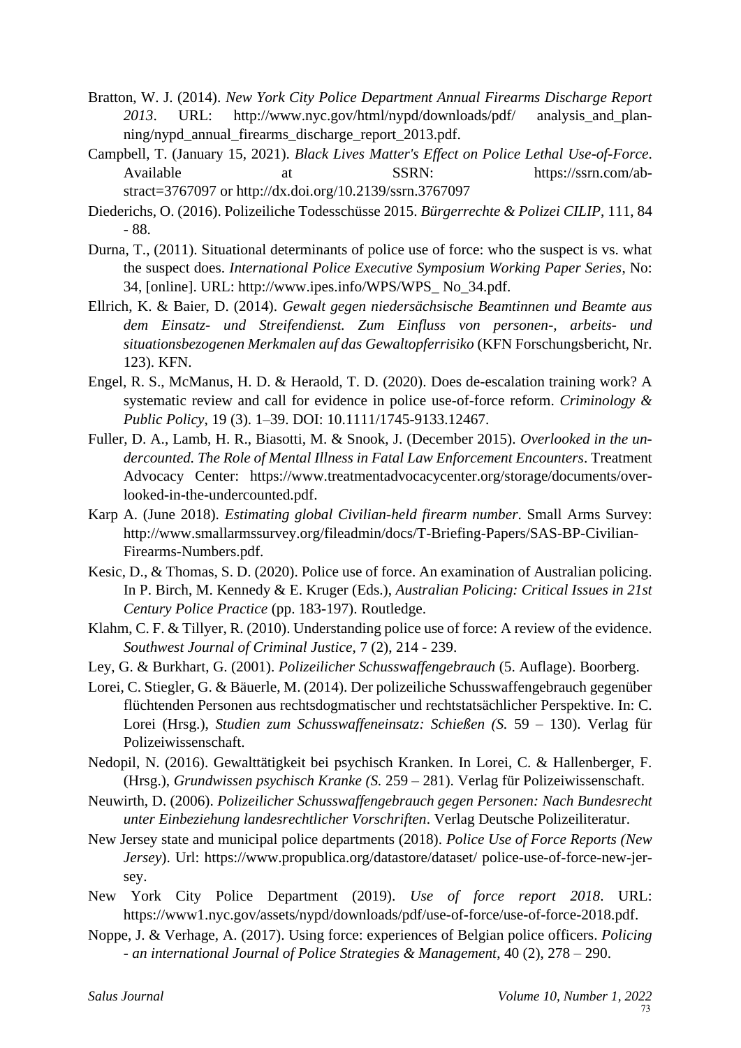Bratton, W. J. (2014). *New York City Police Department Annual Firearms Discharge Report 2013*. URL: http://www.nyc.gov/html/nypd/downloads/pdf/ analysis_and_planning/nypd_annual_firearms_discharge_report_2013.pdf.

Campbell, T. (January 15, 2021). *Black Lives Matter's Effect on Police Lethal Use-of-Force*. Available at SSRN: https://ssrn.com/abstract=3767097 or http://dx.doi.org/10.2139/ssrn.3767097

Diederichs, O. (2016). Polizeiliche Todesschüsse 2015. *Bürgerrechte & Polizei CILIP*, 111, 84 - 88.

Durna, T., (2011). Situational determinants of police use of force: who the suspect is vs. what the suspect does. *International Police Executive Symposium Working Paper Series*, No: 34, [online]. URL: http://www.ipes.info/WPS/WPS_ No_34.pdf.

Ellrich, K. & Baier, D. (2014). *Gewalt gegen niedersächsische Beamtinnen und Beamte aus dem Einsatz- und Streifendienst. Zum Einfluss von personen-, arbeits- und situationsbezogenen Merkmalen auf das Gewaltopferrisiko* (KFN Forschungsbericht, Nr. 123). KFN.

Engel, R. S., McManus, H. D. & Heraold, T. D. (2020). Does de-escalation training work? A systematic review and call for evidence in police use-of-force reform. *Criminology & Public Policy*, 19 (3). 1–39. DOI: 10.1111/1745-9133.12467.

Fuller, D. A., Lamb, H. R., Biasotti, M. & Snook, J. (December 2015). *Overlooked in the undercounted. The Role of Mental Illness in Fatal Law Enforcement Encounters*. Treatment Advocacy Center: https://www.treatmentadvocacycenter.org/storage/documents/overlooked-in-the-undercounted.pdf.

Karp A. (June 2018). *Estimating global Civilian-held firearm number*. Small Arms Survey: http://www.smallarmssurvey.org/fileadmin/docs/T-Briefing-Papers/SAS-BP-Civilian-Firearms-Numbers.pdf.

Kesic, D., & Thomas, S. D. (2020). Police use of force. An examination of Australian policing. In P. Birch, M. Kennedy & E. Kruger (Eds.), *Australian Policing: Critical Issues in 21st Century Police Practice* (pp. 183-197). Routledge.

Klahm, C. F. & Tillyer, R. (2010). Understanding police use of force: A review of the evidence. *Southwest Journal of Criminal Justice*, 7 (2), 214 - 239.

Ley, G. & Burkhart, G. (2001). *Polizeilicher Schusswaffengebrauch* (5. Auflage). Boorberg.

Lorei, C. Stiegler, G. & Bäuerle, M. (2014). Der polizeiliche Schusswaffengebrauch gegenüber flüchtenden Personen aus rechtsdogmatischer und rechtstatsächlicher Perspektive. In: C. Lorei (Hrsg.), *Studien zum Schusswaffeneinsatz: Schießen (S.* 59 – 130). Verlag für Polizeiwissenschaft.

Nedopil, N. (2016). Gewalttätigkeit bei psychisch Kranken. In Lorei, C. & Hallenberger, F. (Hrsg.), *Grundwissen psychisch Kranke (S.* 259 – 281). Verlag für Polizeiwissenschaft.

Neuwirth, D. (2006). *Polizeilicher Schusswaffengebrauch gegen Personen: Nach Bundesrecht unter Einbeziehung landesrechtlicher Vorschriften*. Verlag Deutsche Polizeiliteratur.

New Jersey state and municipal police departments (2018). *Police Use of Force Reports (New Jersey)*. Url: https://www.propublica.org/datastore/dataset/ police-use-of-force-new-jersey.

New York City Police Department (2019). *Use of force report 2018*. URL: https://www1.nyc.gov/assets/nypd/downloads/pdf/use-of-force/use-of-force-2018.pdf.

Noppe, J. & Verhage, A. (2017). Using force: experiences of Belgian police officers. *Policing - an international Journal of Police Strategies & Management*, 40 (2), 278 – 290.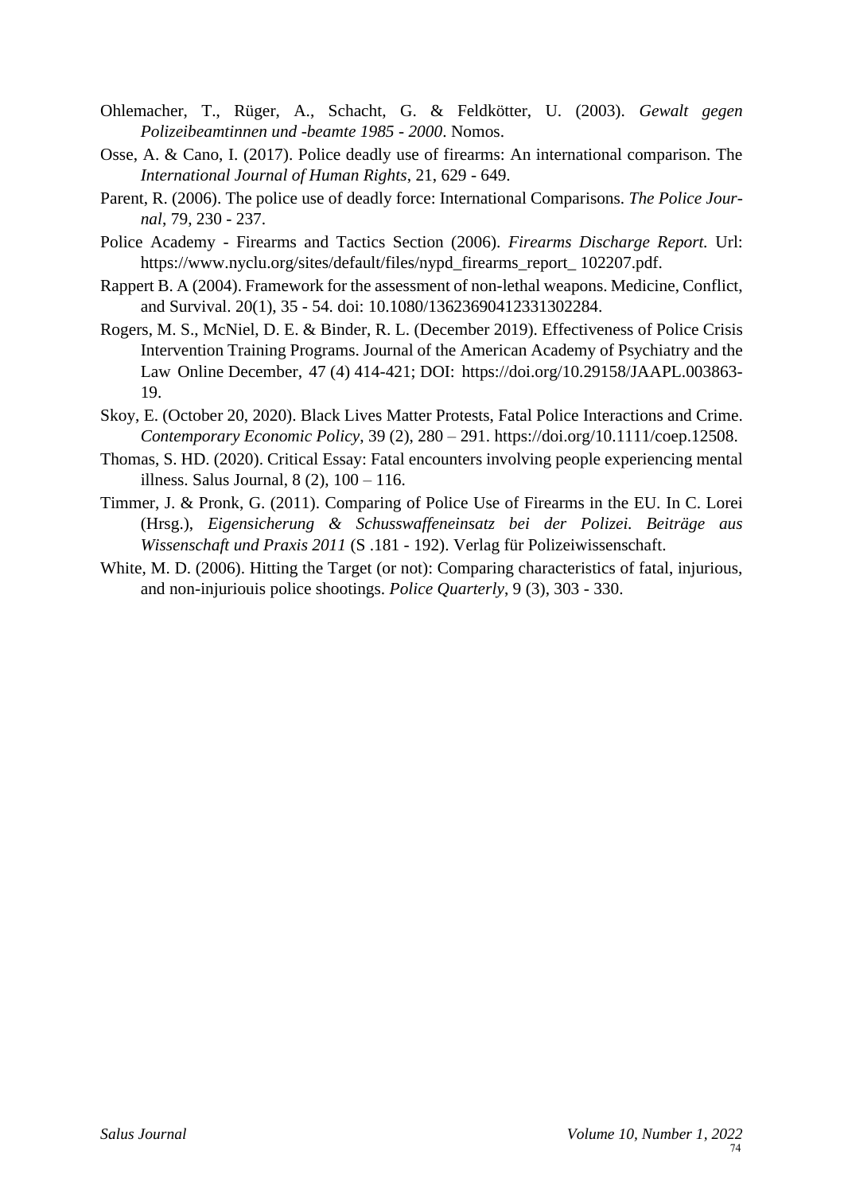Ohlemacher, T., Rüger, A., Schacht, G. & Feldkötter, U. (2003). *Gewalt gegen Polizeibeamtinnen und -beamte 1985 - 2000*. Nomos.

Osse, A. & Cano, I. (2017). Police deadly use of firearms: An international comparison. The *International Journal of Human Rights*, 21, 629 - 649.

Parent, R. (2006). The police use of deadly force: International Comparisons. *The Police Journal*, 79, 230 - 237.

Police Academy - Firearms and Tactics Section (2006). *Firearms Discharge Report.* Url: https://www.nyclu.org/sites/default/files/nypd_firearms_report_ 102207.pdf.

Rappert B. A (2004). Framework for the assessment of non-lethal weapons. Medicine, Conflict, and Survival. 20(1), 35 - 54. doi: 10.1080/13623690412331302284.

Rogers, M. S., McNiel, D. E. & Binder, R. L. (December 2019). Effectiveness of Police Crisis Intervention Training Programs. Journal of the American Academy of Psychiatry and the Law Online December, 47 (4) 414-421; DOI: https://doi.org/10.29158/JAAPL.003863-19.

Skoy, E. (October 20, 2020). Black Lives Matter Protests, Fatal Police Interactions and Crime. *Contemporary Economic Policy*, 39 (2), 280 – 291. https://doi.org/10.1111/coep.12508.

Thomas, S. HD. (2020). Critical Essay: Fatal encounters involving people experiencing mental illness. Salus Journal, 8 (2), 100 – 116.

Timmer, J. & Pronk, G. (2011). Comparing of Police Use of Firearms in the EU. In C. Lorei (Hrsg.), *Eigensicherung & Schusswaffeneinsatz bei der Polizei. Beiträge aus Wissenschaft und Praxis 2011* (S .181 - 192). Verlag für Polizeiwissenschaft.

White, M. D. (2006). Hitting the Target (or not): Comparing characteristics of fatal, injurious, and non-injuriouis police shootings. *Police Quarterly*, 9 (3), 303 - 330.